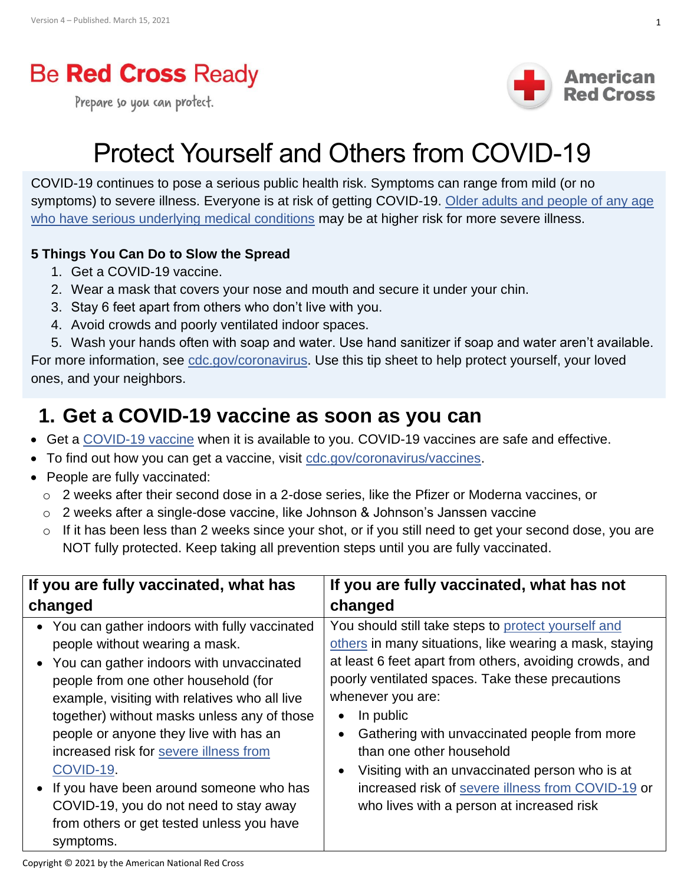Be **Red Cross** Ready

Prepare so you can protect.

American Red Cross

# Protect Yourself and Others from COVID-19

COVID-19 continues to pose a serious public health risk. Symptoms can range from mild (or no symptoms) to severe illness. Everyone is at risk of getting COVID-19. Older adults and people of any age who have serious underlying medical conditions may be at higher risk for more severe illness.

**5 Things You Can Do to Slow the Spread**

1. Get a COVID-19 vaccine.
2. Wear a mask that covers your nose and mouth and secure it under your chin.
3. Stay 6 feet apart from others who don't live with you.
4. Avoid crowds and poorly ventilated indoor spaces.
5. Wash your hands often with soap and water. Use hand sanitizer if soap and water aren't available.

For more information, see cdc.gov/coronavirus. Use this tip sheet to help protect yourself, your loved ones, and your neighbors.

## 1. Get a COVID-19 vaccine as soon as you can

- Get a COVID-19 vaccine when it is available to you. COVID-19 vaccines are safe and effective.
- To find out how you can get a vaccine, visit cdc.gov/coronavirus/vaccines.
- People are fully vaccinated:
  - 2 weeks after their second dose in a 2-dose series, like the Pfizer or Moderna vaccines, or
  - 2 weeks after a single-dose vaccine, like Johnson & Johnson's Janssen vaccine
  - If it has been less than 2 weeks since your shot, or if you still need to get your second dose, you are NOT fully protected. Keep taking all prevention steps until you are fully vaccinated.

| If you are fully vaccinated, what has changed | If you are fully vaccinated, what has not changed |
|---|---|
| • You can gather indoors with fully vaccinated people without wearing a mask.<br>• You can gather indoors with unvaccinated people from one other household (for example, visiting with relatives who all live together) without masks unless any of those people or anyone they live with has an increased risk for severe illness from COVID-19.<br>• If you have been around someone who has COVID-19, you do not need to stay away from others or get tested unless you have symptoms. | You should still take steps to protect yourself and others in many situations, like wearing a mask, staying at least 6 feet apart from others, avoiding crowds, and poorly ventilated spaces. Take these precautions whenever you are:<br>• In public<br>• Gathering with unvaccinated people from more than one other household<br>• Visiting with an unvaccinated person who is at increased risk of severe illness from COVID-19 or who lives with a person at increased risk |

Copyright © 2021 by the American National Red Cross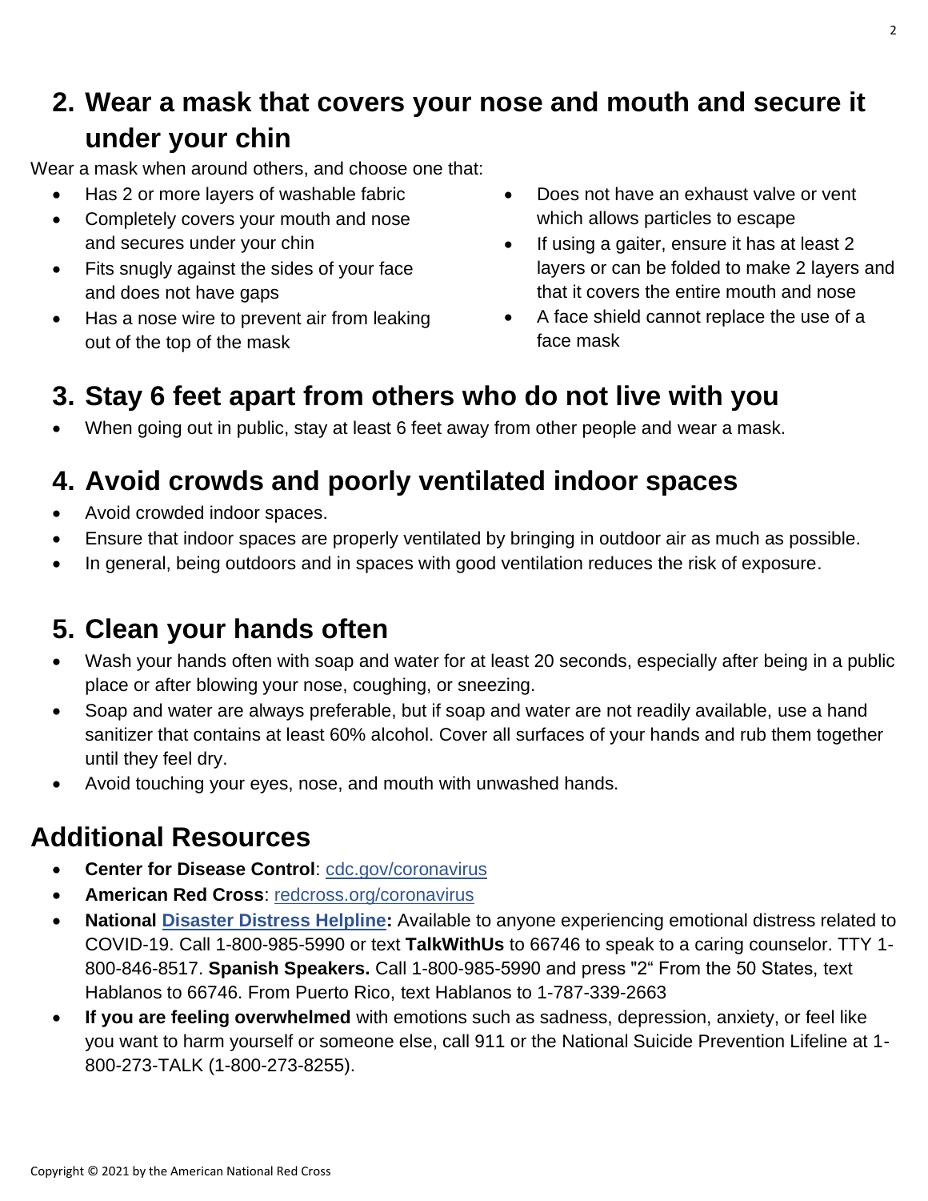## 2. Wear a mask that covers your nose and mouth and secure it under your chin

Wear a mask when around others, and choose one that:

- Has 2 or more layers of washable fabric
- Completely covers your mouth and nose and secures under your chin
- Fits snugly against the sides of your face and does not have gaps
- Has a nose wire to prevent air from leaking out of the top of the mask
- Does not have an exhaust valve or vent which allows particles to escape
- If using a gaiter, ensure it has at least 2 layers or can be folded to make 2 layers and that it covers the entire mouth and nose
- A face shield cannot replace the use of a face mask

## 3. Stay 6 feet apart from others who do not live with you

- When going out in public, stay at least 6 feet away from other people and wear a mask.

## 4. Avoid crowds and poorly ventilated indoor spaces

- Avoid crowded indoor spaces.
- Ensure that indoor spaces are properly ventilated by bringing in outdoor air as much as possible.
- In general, being outdoors and in spaces with good ventilation reduces the risk of exposure.

## 5. Clean your hands often

- Wash your hands often with soap and water for at least 20 seconds, especially after being in a public place or after blowing your nose, coughing, or sneezing.
- Soap and water are always preferable, but if soap and water are not readily available, use a hand sanitizer that contains at least 60% alcohol. Cover all surfaces of your hands and rub them together until they feel dry.
- Avoid touching your eyes, nose, and mouth with unwashed hands.

## Additional Resources

- **Center for Disease Control**: [cdc.gov/coronavirus](cdc.gov/coronavirus)
- **American Red Cross**: [redcross.org/coronavirus](redcross.org/coronavirus)
- **National [Disaster Distress Helpline](Disaster Distress Helpline):** Available to anyone experiencing emotional distress related to COVID-19. Call 1-800-985-5990 or text **TalkWithUs** to 66746 to speak to a caring counselor. TTY 1-800-846-8517. **Spanish Speakers.** Call 1-800-985-5990 and press "2" From the 50 States, text Hablanos to 66746. From Puerto Rico, text Hablanos to 1-787-339-2663
- **If you are feeling overwhelmed** with emotions such as sadness, depression, anxiety, or feel like you want to harm yourself or someone else, call 911 or the National Suicide Prevention Lifeline at 1-800-273-TALK (1-800-273-8255).

Copyright © 2021 by the American National Red Cross